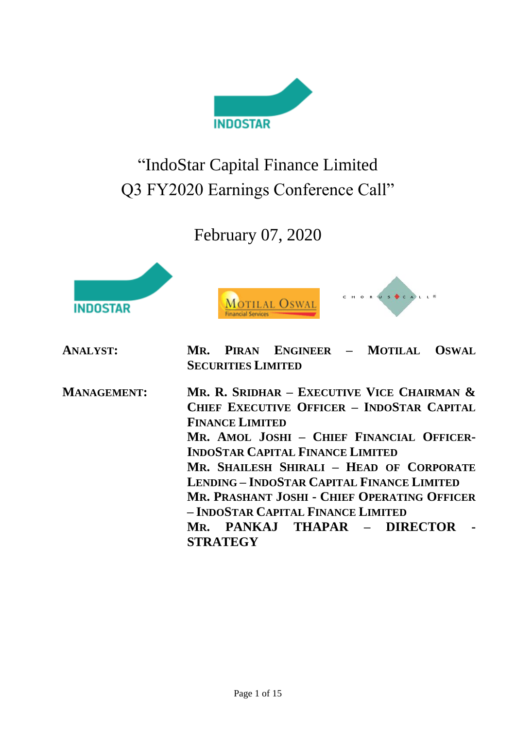# "IndoStar Capital Finance Limited Q3 FY2020 Earnings Conference Call"

February 07, 2020

| | |
|---|---|
| **ANALYST:** | **MR. PIRAN ENGINEER – MOTILAL OSWAL SECURITIES LIMITED** |
| **MANAGEMENT:** | **MR. R. SRIDHAR – EXECUTIVE VICE CHAIRMAN & CHIEF EXECUTIVE OFFICER – INDOSTAR CAPITAL FINANCE LIMITED**<br>**MR. AMOL JOSHI – CHIEF FINANCIAL OFFICER- INDOSTAR CAPITAL FINANCE LIMITED**<br>**MR. SHAILESH SHIRALI – HEAD OF CORPORATE LENDING – INDOSTAR CAPITAL FINANCE LIMITED**<br>**MR. PRASHANT JOSHI - CHIEF OPERATING OFFICER – INDOSTAR CAPITAL FINANCE LIMITED**<br>**MR. PANKAJ THAPAR – DIRECTOR - STRATEGY** |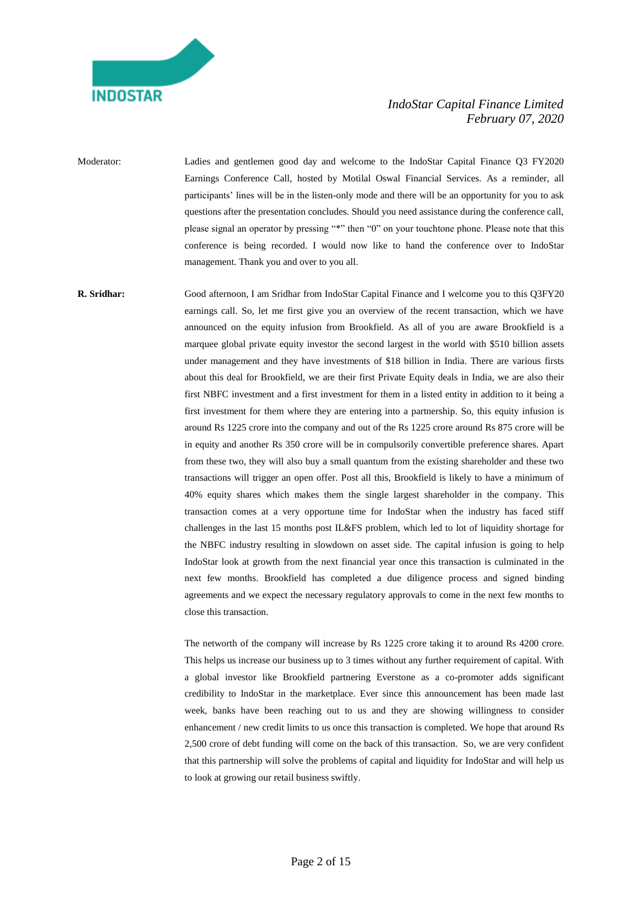Moderator: Ladies and gentlemen good day and welcome to the IndoStar Capital Finance Q3 FY2020 Earnings Conference Call, hosted by Motilal Oswal Financial Services. As a reminder, all participants' lines will be in the listen-only mode and there will be an opportunity for you to ask questions after the presentation concludes. Should you need assistance during the conference call, please signal an operator by pressing "*" then "0" on your touchtone phone. Please note that this conference is being recorded. I would now like to hand the conference over to IndoStar management. Thank you and over to you all.

**R. Sridhar:** Good afternoon, I am Sridhar from IndoStar Capital Finance and I welcome you to this Q3FY20 earnings call. So, let me first give you an overview of the recent transaction, which we have announced on the equity infusion from Brookfield. As all of you are aware Brookfield is a marquee global private equity investor the second largest in the world with $510 billion assets under management and they have investments of $18 billion in India. There are various firsts about this deal for Brookfield, we are their first Private Equity deals in India, we are also their first NBFC investment and a first investment for them in a listed entity in addition to it being a first investment for them where they are entering into a partnership. So, this equity infusion is around Rs 1225 crore into the company and out of the Rs 1225 crore around Rs 875 crore will be in equity and another Rs 350 crore will be in compulsorily convertible preference shares. Apart from these two, they will also buy a small quantum from the existing shareholder and these two transactions will trigger an open offer. Post all this, Brookfield is likely to have a minimum of 40% equity shares which makes them the single largest shareholder in the company. This transaction comes at a very opportune time for IndoStar when the industry has faced stiff challenges in the last 15 months post IL&FS problem, which led to lot of liquidity shortage for the NBFC industry resulting in slowdown on asset side. The capital infusion is going to help IndoStar look at growth from the next financial year once this transaction is culminated in the next few months. Brookfield has completed a due diligence process and signed binding agreements and we expect the necessary regulatory approvals to come in the next few months to close this transaction.

The networth of the company will increase by Rs 1225 crore taking it to around Rs 4200 crore. This helps us increase our business up to 3 times without any further requirement of capital. With a global investor like Brookfield partnering Everstone as a co-promoter adds significant credibility to IndoStar in the marketplace. Ever since this announcement has been made last week, banks have been reaching out to us and they are showing willingness to consider enhancement / new credit limits to us once this transaction is completed. We hope that around Rs 2,500 crore of debt funding will come on the back of this transaction. So, we are very confident that this partnership will solve the problems of capital and liquidity for IndoStar and will help us to look at growing our retail business swiftly.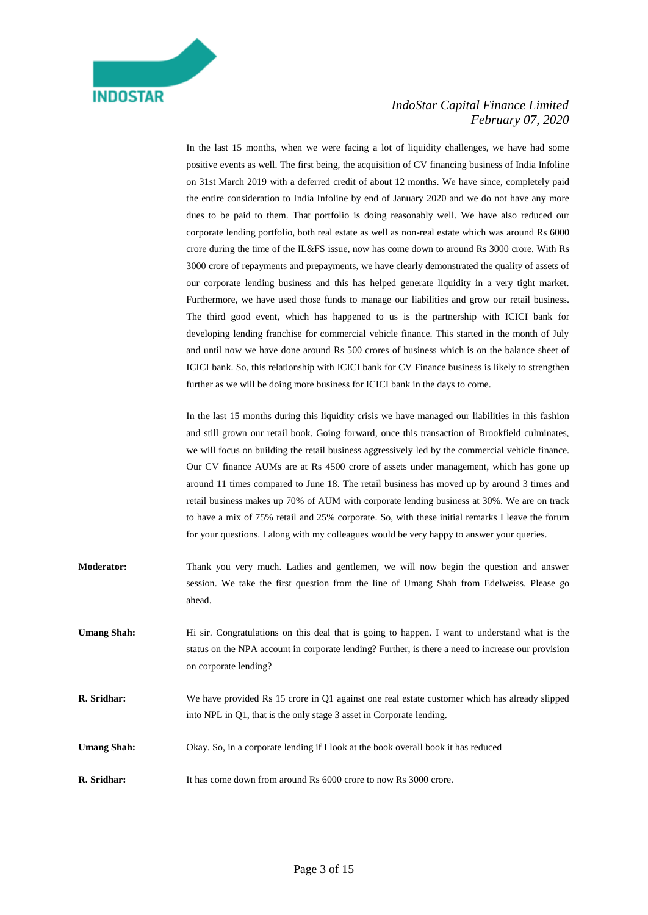In the last 15 months, when we were facing a lot of liquidity challenges, we have had some positive events as well. The first being, the acquisition of CV financing business of India Infoline on 31st March 2019 with a deferred credit of about 12 months. We have since, completely paid the entire consideration to India Infoline by end of January 2020 and we do not have any more dues to be paid to them. That portfolio is doing reasonably well. We have also reduced our corporate lending portfolio, both real estate as well as non-real estate which was around Rs 6000 crore during the time of the IL&FS issue, now has come down to around Rs 3000 crore. With Rs 3000 crore of repayments and prepayments, we have clearly demonstrated the quality of assets of our corporate lending business and this has helped generate liquidity in a very tight market. Furthermore, we have used those funds to manage our liabilities and grow our retail business. The third good event, which has happened to us is the partnership with ICICI bank for developing lending franchise for commercial vehicle finance. This started in the month of July and until now we have done around Rs 500 crores of business which is on the balance sheet of ICICI bank. So, this relationship with ICICI bank for CV Finance business is likely to strengthen further as we will be doing more business for ICICI bank in the days to come.

In the last 15 months during this liquidity crisis we have managed our liabilities in this fashion and still grown our retail book. Going forward, once this transaction of Brookfield culminates, we will focus on building the retail business aggressively led by the commercial vehicle finance. Our CV finance AUMs are at Rs 4500 crore of assets under management, which has gone up around 11 times compared to June 18. The retail business has moved up by around 3 times and retail business makes up 70% of AUM with corporate lending business at 30%. We are on track to have a mix of 75% retail and 25% corporate. So, with these initial remarks I leave the forum for your questions. I along with my colleagues would be very happy to answer your queries.

**Moderator:** Thank you very much. Ladies and gentlemen, we will now begin the question and answer session. We take the first question from the line of Umang Shah from Edelweiss. Please go ahead.

**Umang Shah:** Hi sir. Congratulations on this deal that is going to happen. I want to understand what is the status on the NPA account in corporate lending? Further, is there a need to increase our provision on corporate lending?

**R. Sridhar:** We have provided Rs 15 crore in Q1 against one real estate customer which has already slipped into NPL in Q1, that is the only stage 3 asset in Corporate lending.

**Umang Shah:** Okay. So, in a corporate lending if I look at the book overall book it has reduced

**R. Sridhar:** It has come down from around Rs 6000 crore to now Rs 3000 crore.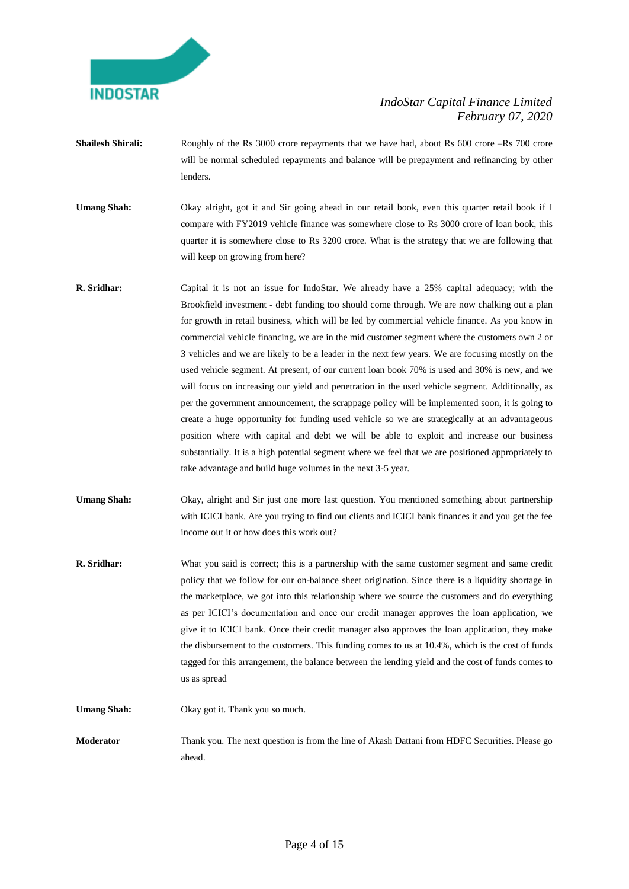**Shailesh Shirali:** Roughly of the Rs 3000 crore repayments that we have had, about Rs 600 crore –Rs 700 crore will be normal scheduled repayments and balance will be prepayment and refinancing by other lenders.

**Umang Shah:** Okay alright, got it and Sir going ahead in our retail book, even this quarter retail book if I compare with FY2019 vehicle finance was somewhere close to Rs 3000 crore of loan book, this quarter it is somewhere close to Rs 3200 crore. What is the strategy that we are following that will keep on growing from here?

**R. Sridhar:** Capital it is not an issue for IndoStar. We already have a 25% capital adequacy; with the Brookfield investment - debt funding too should come through. We are now chalking out a plan for growth in retail business, which will be led by commercial vehicle finance. As you know in commercial vehicle financing, we are in the mid customer segment where the customers own 2 or 3 vehicles and we are likely to be a leader in the next few years. We are focusing mostly on the used vehicle segment. At present, of our current loan book 70% is used and 30% is new, and we will focus on increasing our yield and penetration in the used vehicle segment. Additionally, as per the government announcement, the scrappage policy will be implemented soon, it is going to create a huge opportunity for funding used vehicle so we are strategically at an advantageous position where with capital and debt we will be able to exploit and increase our business substantially. It is a high potential segment where we feel that we are positioned appropriately to take advantage and build huge volumes in the next 3-5 year.

**Umang Shah:** Okay, alright and Sir just one more last question. You mentioned something about partnership with ICICI bank. Are you trying to find out clients and ICICI bank finances it and you get the fee income out it or how does this work out?

**R. Sridhar:** What you said is correct; this is a partnership with the same customer segment and same credit policy that we follow for our on-balance sheet origination. Since there is a liquidity shortage in the marketplace, we got into this relationship where we source the customers and do everything as per ICICI's documentation and once our credit manager approves the loan application, we give it to ICICI bank. Once their credit manager also approves the loan application, they make the disbursement to the customers. This funding comes to us at 10.4%, which is the cost of funds tagged for this arrangement, the balance between the lending yield and the cost of funds comes to us as spread

**Umang Shah:** Okay got it. Thank you so much.

**Moderator** Thank you. The next question is from the line of Akash Dattani from HDFC Securities. Please go ahead.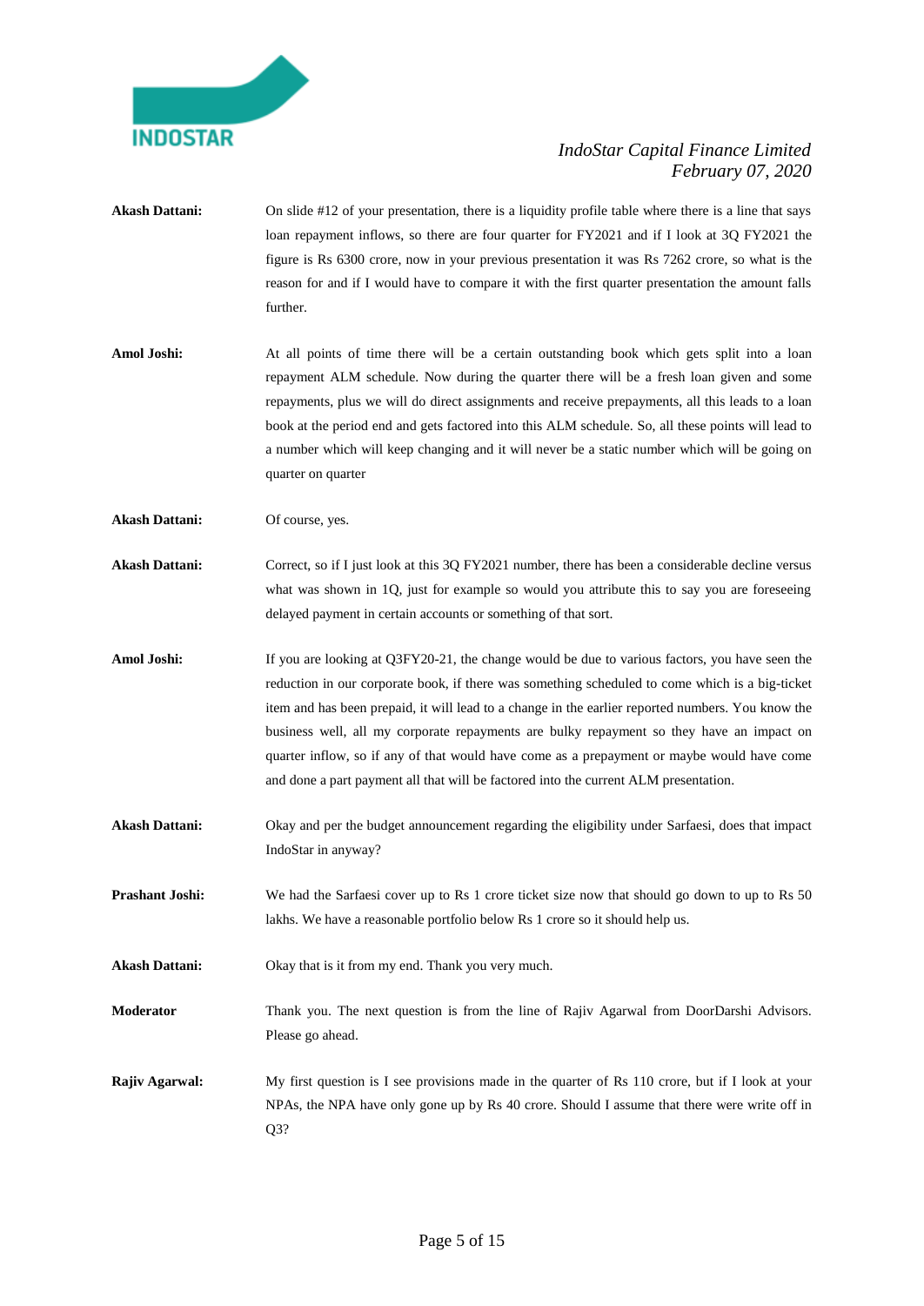**Akash Dattani:** On slide #12 of your presentation, there is a liquidity profile table where there is a line that says loan repayment inflows, so there are four quarter for FY2021 and if I look at 3Q FY2021 the figure is Rs 6300 crore, now in your previous presentation it was Rs 7262 crore, so what is the reason for and if I would have to compare it with the first quarter presentation the amount falls further.

**Amol Joshi:** At all points of time there will be a certain outstanding book which gets split into a loan repayment ALM schedule. Now during the quarter there will be a fresh loan given and some repayments, plus we will do direct assignments and receive prepayments, all this leads to a loan book at the period end and gets factored into this ALM schedule. So, all these points will lead to a number which will keep changing and it will never be a static number which will be going on quarter on quarter

**Akash Dattani:** Of course, yes.

**Akash Dattani:** Correct, so if I just look at this 3Q FY2021 number, there has been a considerable decline versus what was shown in 1Q, just for example so would you attribute this to say you are foreseeing delayed payment in certain accounts or something of that sort.

**Amol Joshi:** If you are looking at Q3FY20-21, the change would be due to various factors, you have seen the reduction in our corporate book, if there was something scheduled to come which is a big-ticket item and has been prepaid, it will lead to a change in the earlier reported numbers. You know the business well, all my corporate repayments are bulky repayment so they have an impact on quarter inflow, so if any of that would have come as a prepayment or maybe would have come and done a part payment all that will be factored into the current ALM presentation.

**Akash Dattani:** Okay and per the budget announcement regarding the eligibility under Sarfaesi, does that impact IndoStar in anyway?

**Prashant Joshi:** We had the Sarfaesi cover up to Rs 1 crore ticket size now that should go down to up to Rs 50 lakhs. We have a reasonable portfolio below Rs 1 crore so it should help us.

**Akash Dattani:** Okay that is it from my end. Thank you very much.

**Moderator** Thank you. The next question is from the line of Rajiv Agarwal from DoorDarshi Advisors. Please go ahead.

**Rajiv Agarwal:** My first question is I see provisions made in the quarter of Rs 110 crore, but if I look at your NPAs, the NPA have only gone up by Rs 40 crore. Should I assume that there were write off in Q3?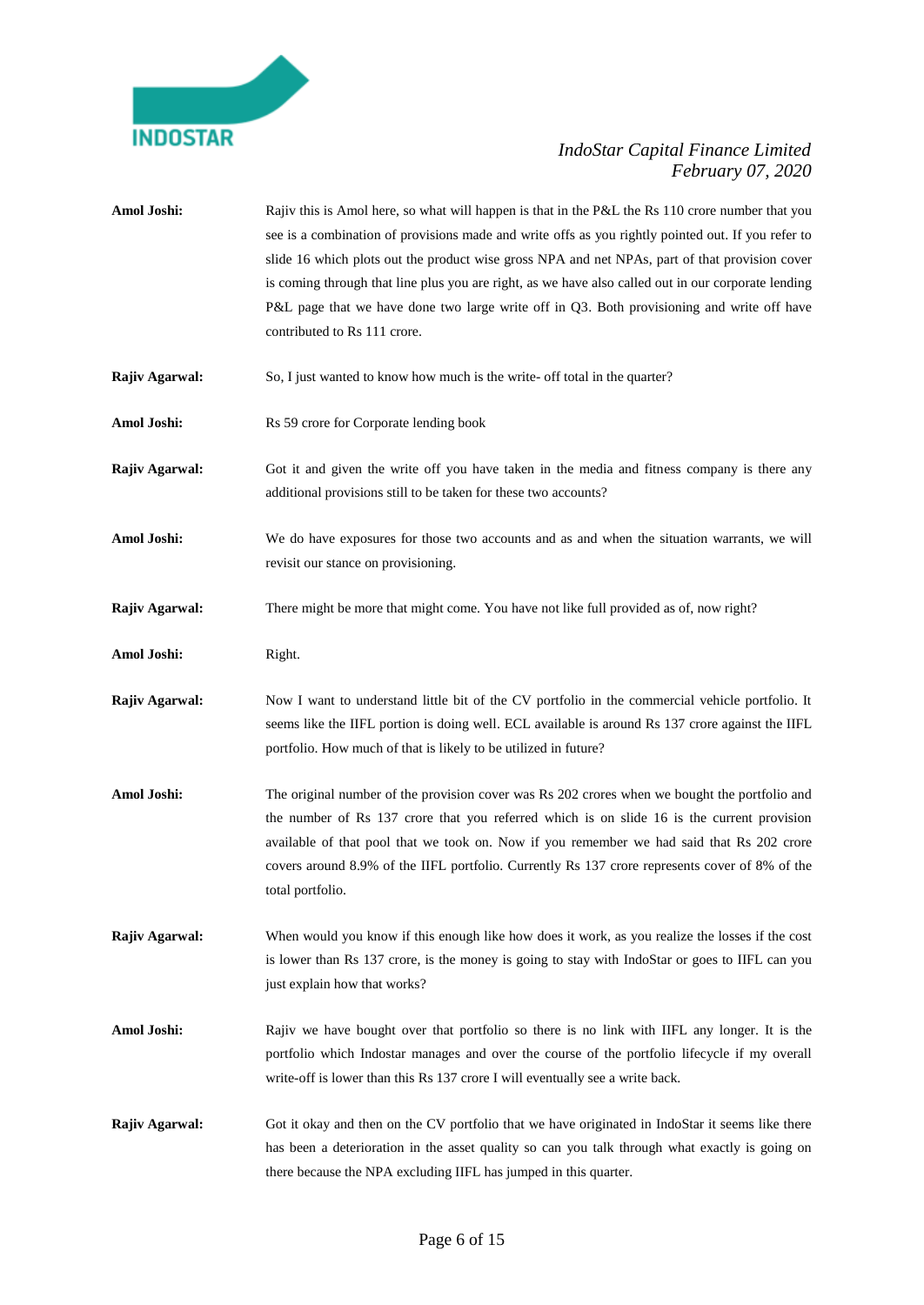**Amol Joshi:** Rajiv this is Amol here, so what will happen is that in the P&L the Rs 110 crore number that you see is a combination of provisions made and write offs as you rightly pointed out. If you refer to slide 16 which plots out the product wise gross NPA and net NPAs, part of that provision cover is coming through that line plus you are right, as we have also called out in our corporate lending P&L page that we have done two large write off in Q3. Both provisioning and write off have contributed to Rs 111 crore.

**Rajiv Agarwal:** So, I just wanted to know how much is the write- off total in the quarter?

**Amol Joshi:** Rs 59 crore for Corporate lending book

**Rajiv Agarwal:** Got it and given the write off you have taken in the media and fitness company is there any additional provisions still to be taken for these two accounts?

**Amol Joshi:** We do have exposures for those two accounts and as and when the situation warrants, we will revisit our stance on provisioning.

**Rajiv Agarwal:** There might be more that might come. You have not like full provided as of, now right?

**Amol Joshi:** Right.

**Rajiv Agarwal:** Now I want to understand little bit of the CV portfolio in the commercial vehicle portfolio. It seems like the IIFL portion is doing well. ECL available is around Rs 137 crore against the IIFL portfolio. How much of that is likely to be utilized in future?

**Amol Joshi:** The original number of the provision cover was Rs 202 crores when we bought the portfolio and the number of Rs 137 crore that you referred which is on slide 16 is the current provision available of that pool that we took on. Now if you remember we had said that Rs 202 crore covers around 8.9% of the IIFL portfolio. Currently Rs 137 crore represents cover of 8% of the total portfolio.

**Rajiv Agarwal:** When would you know if this enough like how does it work, as you realize the losses if the cost is lower than Rs 137 crore, is the money is going to stay with IndoStar or goes to IIFL can you just explain how that works?

**Amol Joshi:** Rajiv we have bought over that portfolio so there is no link with IIFL any longer. It is the portfolio which Indostar manages and over the course of the portfolio lifecycle if my overall write-off is lower than this Rs 137 crore I will eventually see a write back.

**Rajiv Agarwal:** Got it okay and then on the CV portfolio that we have originated in IndoStar it seems like there has been a deterioration in the asset quality so can you talk through what exactly is going on there because the NPA excluding IIFL has jumped in this quarter.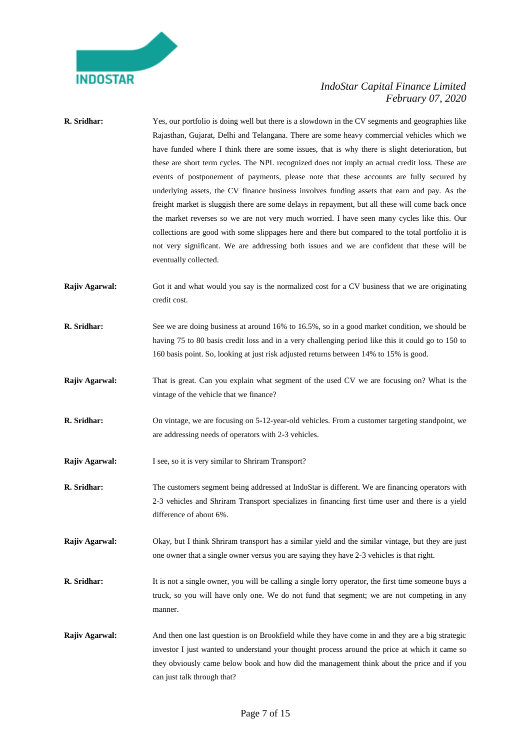**R. Sridhar:** Yes, our portfolio is doing well but there is a slowdown in the CV segments and geographies like Rajasthan, Gujarat, Delhi and Telangana. There are some heavy commercial vehicles which we have funded where I think there are some issues, that is why there is slight deterioration, but these are short term cycles. The NPL recognized does not imply an actual credit loss. These are events of postponement of payments, please note that these accounts are fully secured by underlying assets, the CV finance business involves funding assets that earn and pay. As the freight market is sluggish there are some delays in repayment, but all these will come back once the market reverses so we are not very much worried. I have seen many cycles like this. Our collections are good with some slippages here and there but compared to the total portfolio it is not very significant. We are addressing both issues and we are confident that these will be eventually collected.

**Rajiv Agarwal:** Got it and what would you say is the normalized cost for a CV business that we are originating credit cost.

**R. Sridhar:** See we are doing business at around 16% to 16.5%, so in a good market condition, we should be having 75 to 80 basis credit loss and in a very challenging period like this it could go to 150 to 160 basis point. So, looking at just risk adjusted returns between 14% to 15% is good.

**Rajiv Agarwal:** That is great. Can you explain what segment of the used CV we are focusing on? What is the vintage of the vehicle that we finance?

**R. Sridhar:** On vintage, we are focusing on 5-12-year-old vehicles. From a customer targeting standpoint, we are addressing needs of operators with 2-3 vehicles.

**Rajiv Agarwal:** I see, so it is very similar to Shriram Transport?

**R. Sridhar:** The customers segment being addressed at IndoStar is different. We are financing operators with 2-3 vehicles and Shriram Transport specializes in financing first time user and there is a yield difference of about 6%.

**Rajiv Agarwal:** Okay, but I think Shriram transport has a similar yield and the similar vintage, but they are just one owner that a single owner versus you are saying they have 2-3 vehicles is that right.

**R. Sridhar:** It is not a single owner, you will be calling a single lorry operator, the first time someone buys a truck, so you will have only one. We do not fund that segment; we are not competing in any manner.

**Rajiv Agarwal:** And then one last question is on Brookfield while they have come in and they are a big strategic investor I just wanted to understand your thought process around the price at which it came so they obviously came below book and how did the management think about the price and if you can just talk through that?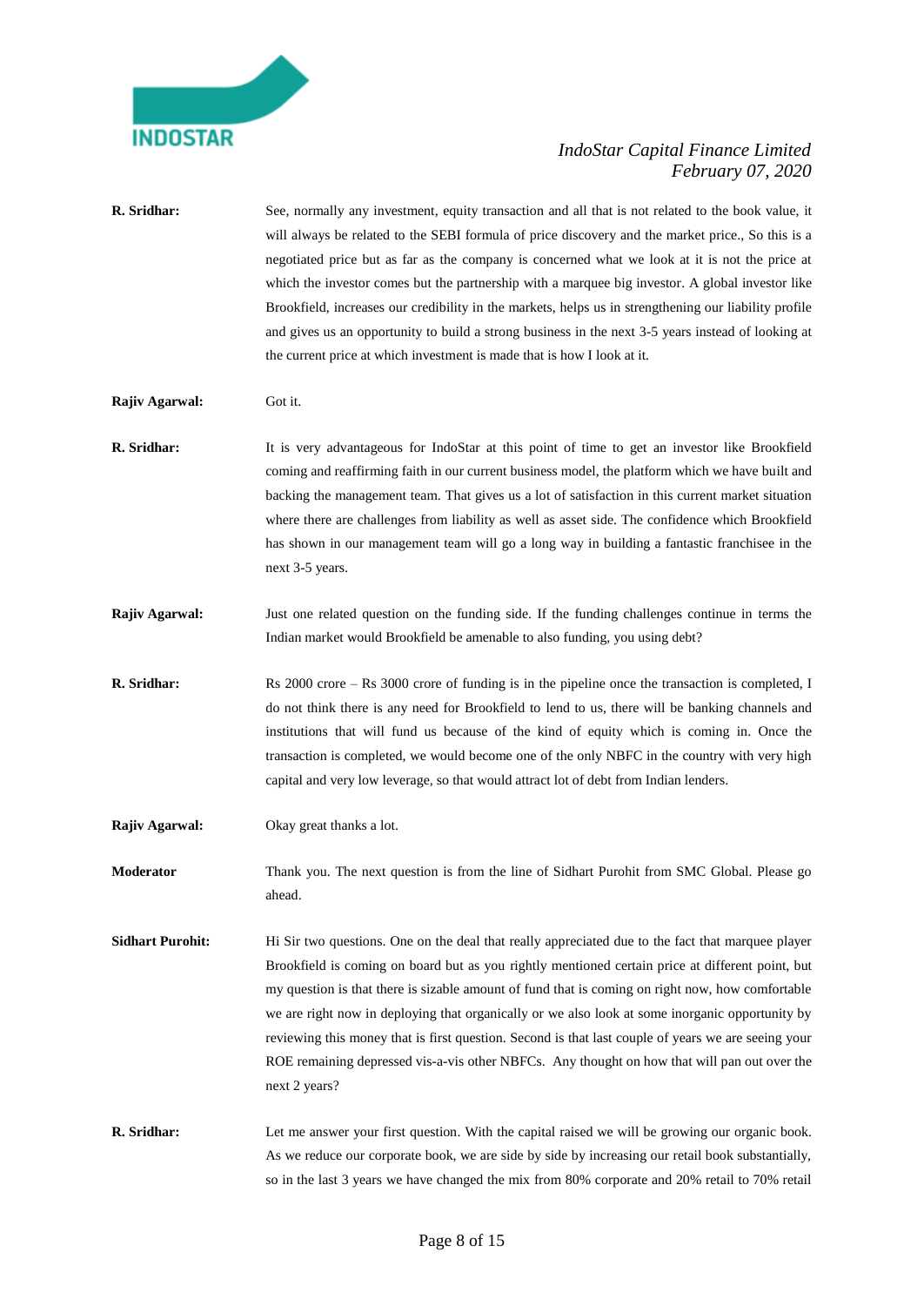**R. Sridhar:** See, normally any investment, equity transaction and all that is not related to the book value, it will always be related to the SEBI formula of price discovery and the market price., So this is a negotiated price but as far as the company is concerned what we look at it is not the price at which the investor comes but the partnership with a marquee big investor. A global investor like Brookfield, increases our credibility in the markets, helps us in strengthening our liability profile and gives us an opportunity to build a strong business in the next 3-5 years instead of looking at the current price at which investment is made that is how I look at it.

**Rajiv Agarwal:** Got it.

**R. Sridhar:** It is very advantageous for IndoStar at this point of time to get an investor like Brookfield coming and reaffirming faith in our current business model, the platform which we have built and backing the management team. That gives us a lot of satisfaction in this current market situation where there are challenges from liability as well as asset side. The confidence which Brookfield has shown in our management team will go a long way in building a fantastic franchisee in the next 3-5 years.

**Rajiv Agarwal:** Just one related question on the funding side. If the funding challenges continue in terms the Indian market would Brookfield be amenable to also funding, you using debt?

**R. Sridhar:** Rs 2000 crore – Rs 3000 crore of funding is in the pipeline once the transaction is completed, I do not think there is any need for Brookfield to lend to us, there will be banking channels and institutions that will fund us because of the kind of equity which is coming in. Once the transaction is completed, we would become one of the only NBFC in the country with very high capital and very low leverage, so that would attract lot of debt from Indian lenders.

**Rajiv Agarwal:** Okay great thanks a lot.

**Moderator** Thank you. The next question is from the line of Sidhart Purohit from SMC Global. Please go ahead.

**Sidhart Purohit:** Hi Sir two questions. One on the deal that really appreciated due to the fact that marquee player Brookfield is coming on board but as you rightly mentioned certain price at different point, but my question is that there is sizable amount of fund that is coming on right now, how comfortable we are right now in deploying that organically or we also look at some inorganic opportunity by reviewing this money that is first question. Second is that last couple of years we are seeing your ROE remaining depressed vis-a-vis other NBFCs. Any thought on how that will pan out over the next 2 years?

**R. Sridhar:** Let me answer your first question. With the capital raised we will be growing our organic book. As we reduce our corporate book, we are side by side by increasing our retail book substantially, so in the last 3 years we have changed the mix from 80% corporate and 20% retail to 70% retail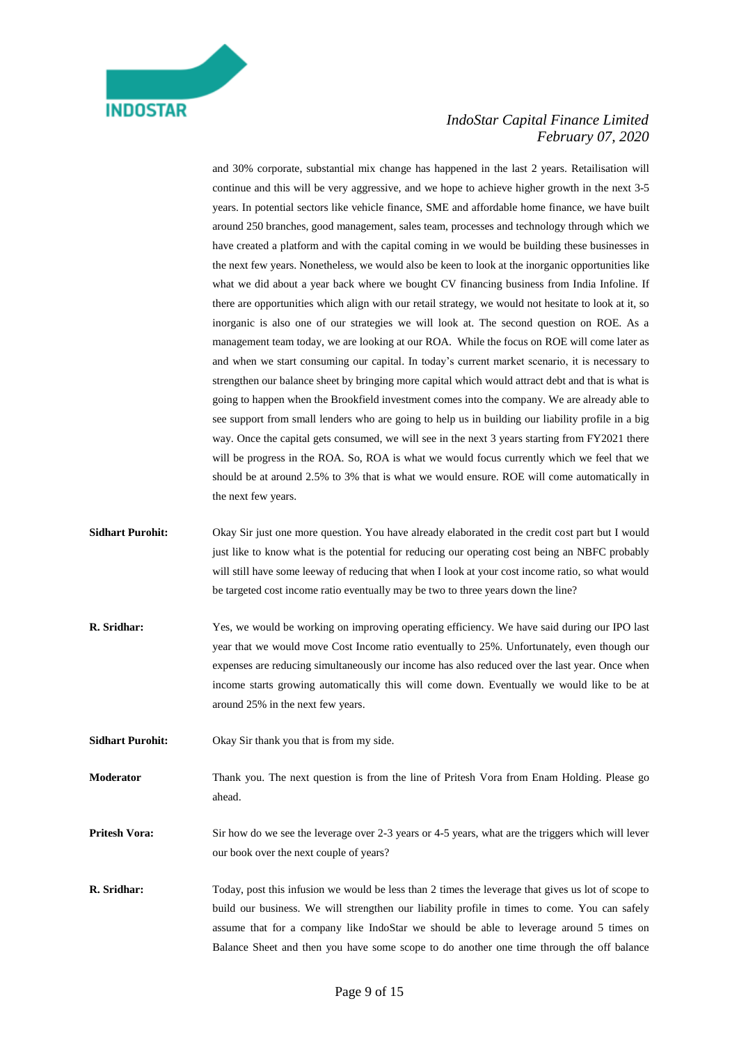and 30% corporate, substantial mix change has happened in the last 2 years. Retailisation will continue and this will be very aggressive, and we hope to achieve higher growth in the next 3-5 years. In potential sectors like vehicle finance, SME and affordable home finance, we have built around 250 branches, good management, sales team, processes and technology through which we have created a platform and with the capital coming in we would be building these businesses in the next few years. Nonetheless, we would also be keen to look at the inorganic opportunities like what we did about a year back where we bought CV financing business from India Infoline. If there are opportunities which align with our retail strategy, we would not hesitate to look at it, so inorganic is also one of our strategies we will look at. The second question on ROE. As a management team today, we are looking at our ROA. While the focus on ROE will come later as and when we start consuming our capital. In today's current market scenario, it is necessary to strengthen our balance sheet by bringing more capital which would attract debt and that is what is going to happen when the Brookfield investment comes into the company. We are already able to see support from small lenders who are going to help us in building our liability profile in a big way. Once the capital gets consumed, we will see in the next 3 years starting from FY2021 there will be progress in the ROA. So, ROA is what we would focus currently which we feel that we should be at around 2.5% to 3% that is what we would ensure. ROE will come automatically in the next few years.

**Sidhart Purohit:** Okay Sir just one more question. You have already elaborated in the credit cost part but I would just like to know what is the potential for reducing our operating cost being an NBFC probably will still have some leeway of reducing that when I look at your cost income ratio, so what would be targeted cost income ratio eventually may be two to three years down the line?

**R. Sridhar:** Yes, we would be working on improving operating efficiency. We have said during our IPO last year that we would move Cost Income ratio eventually to 25%. Unfortunately, even though our expenses are reducing simultaneously our income has also reduced over the last year. Once when income starts growing automatically this will come down. Eventually we would like to be at around 25% in the next few years.

**Sidhart Purohit:** Okay Sir thank you that is from my side.

**Moderator** Thank you. The next question is from the line of Pritesh Vora from Enam Holding. Please go ahead.

**Pritesh Vora:** Sir how do we see the leverage over 2-3 years or 4-5 years, what are the triggers which will lever our book over the next couple of years?

**R. Sridhar:** Today, post this infusion we would be less than 2 times the leverage that gives us lot of scope to build our business. We will strengthen our liability profile in times to come. You can safely assume that for a company like IndoStar we should be able to leverage around 5 times on Balance Sheet and then you have some scope to do another one time through the off balance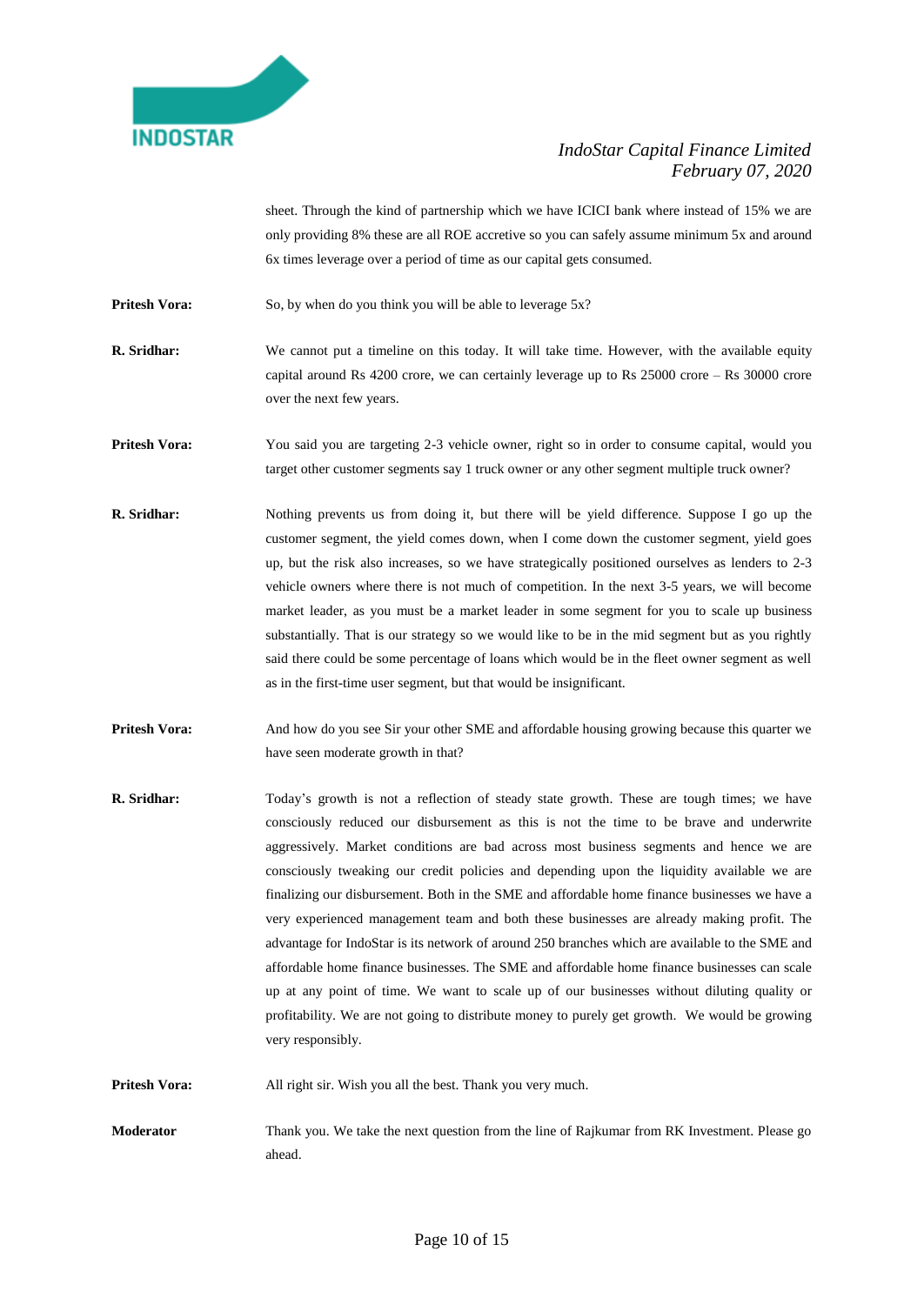sheet. Through the kind of partnership which we have ICICI bank where instead of 15% we are only providing 8% these are all ROE accretive so you can safely assume minimum 5x and around 6x times leverage over a period of time as our capital gets consumed.

**Pritesh Vora:** So, by when do you think you will be able to leverage 5x?

**R. Sridhar:** We cannot put a timeline on this today. It will take time. However, with the available equity capital around Rs 4200 crore, we can certainly leverage up to Rs 25000 crore – Rs 30000 crore over the next few years.

**Pritesh Vora:** You said you are targeting 2-3 vehicle owner, right so in order to consume capital, would you target other customer segments say 1 truck owner or any other segment multiple truck owner?

**R. Sridhar:** Nothing prevents us from doing it, but there will be yield difference. Suppose I go up the customer segment, the yield comes down, when I come down the customer segment, yield goes up, but the risk also increases, so we have strategically positioned ourselves as lenders to 2-3 vehicle owners where there is not much of competition. In the next 3-5 years, we will become market leader, as you must be a market leader in some segment for you to scale up business substantially. That is our strategy so we would like to be in the mid segment but as you rightly said there could be some percentage of loans which would be in the fleet owner segment as well as in the first-time user segment, but that would be insignificant.

**Pritesh Vora:** And how do you see Sir your other SME and affordable housing growing because this quarter we have seen moderate growth in that?

**R. Sridhar:** Today's growth is not a reflection of steady state growth. These are tough times; we have consciously reduced our disbursement as this is not the time to be brave and underwrite aggressively. Market conditions are bad across most business segments and hence we are consciously tweaking our credit policies and depending upon the liquidity available we are finalizing our disbursement. Both in the SME and affordable home finance businesses we have a very experienced management team and both these businesses are already making profit. The advantage for IndoStar is its network of around 250 branches which are available to the SME and affordable home finance businesses. The SME and affordable home finance businesses can scale up at any point of time. We want to scale up of our businesses without diluting quality or profitability. We are not going to distribute money to purely get growth. We would be growing very responsibly.

**Pritesh Vora:** All right sir. Wish you all the best. Thank you very much.

**Moderator** Thank you. We take the next question from the line of Rajkumar from RK Investment. Please go ahead.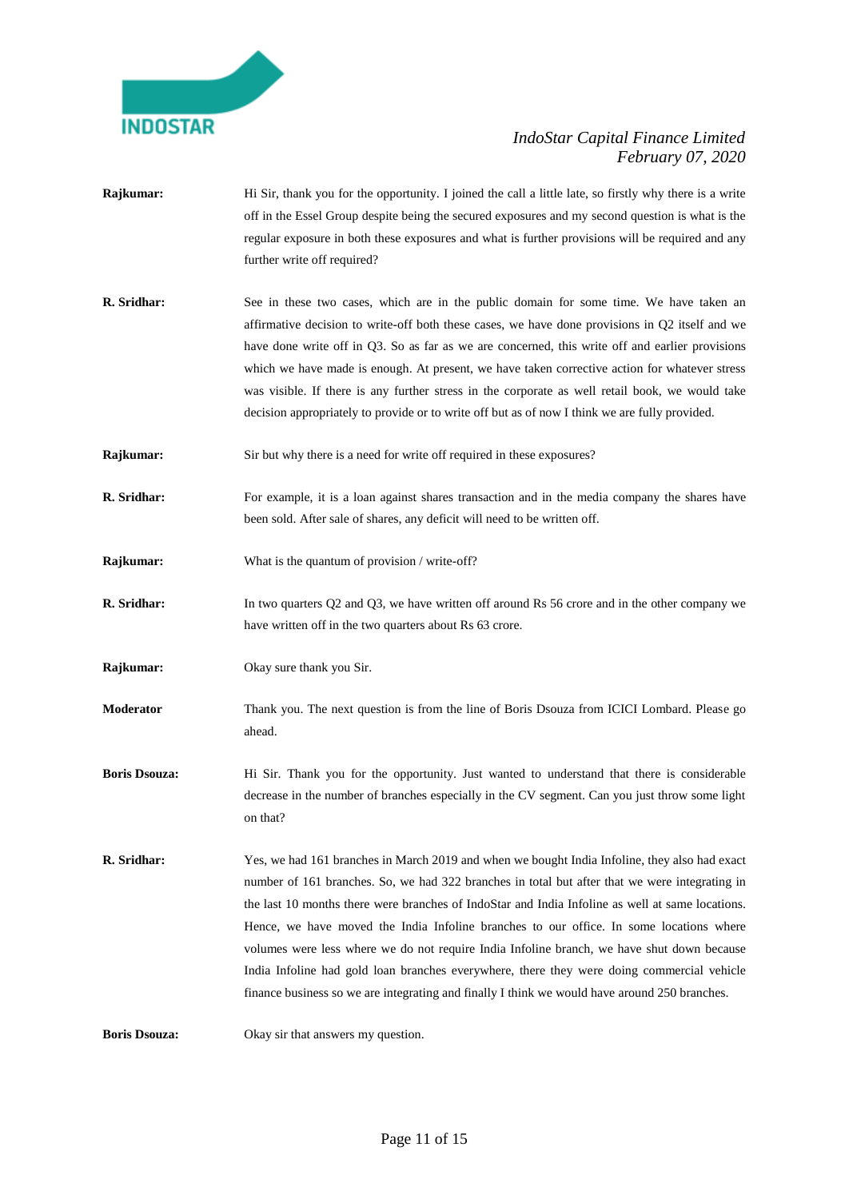**Rajkumar:** Hi Sir, thank you for the opportunity. I joined the call a little late, so firstly why there is a write off in the Essel Group despite being the secured exposures and my second question is what is the regular exposure in both these exposures and what is further provisions will be required and any further write off required?

**R. Sridhar:** See in these two cases, which are in the public domain for some time. We have taken an affirmative decision to write-off both these cases, we have done provisions in Q2 itself and we have done write off in Q3. So as far as we are concerned, this write off and earlier provisions which we have made is enough. At present, we have taken corrective action for whatever stress was visible. If there is any further stress in the corporate as well retail book, we would take decision appropriately to provide or to write off but as of now I think we are fully provided.

**Rajkumar:** Sir but why there is a need for write off required in these exposures?

**R. Sridhar:** For example, it is a loan against shares transaction and in the media company the shares have been sold. After sale of shares, any deficit will need to be written off.

**Rajkumar:** What is the quantum of provision / write-off?

**R. Sridhar:** In two quarters Q2 and Q3, we have written off around Rs 56 crore and in the other company we have written off in the two quarters about Rs 63 crore.

**Rajkumar:** Okay sure thank you Sir.

**Moderator** Thank you. The next question is from the line of Boris Dsouza from ICICI Lombard. Please go ahead.

**Boris Dsouza:** Hi Sir. Thank you for the opportunity. Just wanted to understand that there is considerable decrease in the number of branches especially in the CV segment. Can you just throw some light on that?

**R. Sridhar:** Yes, we had 161 branches in March 2019 and when we bought India Infoline, they also had exact number of 161 branches. So, we had 322 branches in total but after that we were integrating in the last 10 months there were branches of IndoStar and India Infoline as well at same locations. Hence, we have moved the India Infoline branches to our office. In some locations where volumes were less where we do not require India Infoline branch, we have shut down because India Infoline had gold loan branches everywhere, there they were doing commercial vehicle finance business so we are integrating and finally I think we would have around 250 branches.

**Boris Dsouza:** Okay sir that answers my question.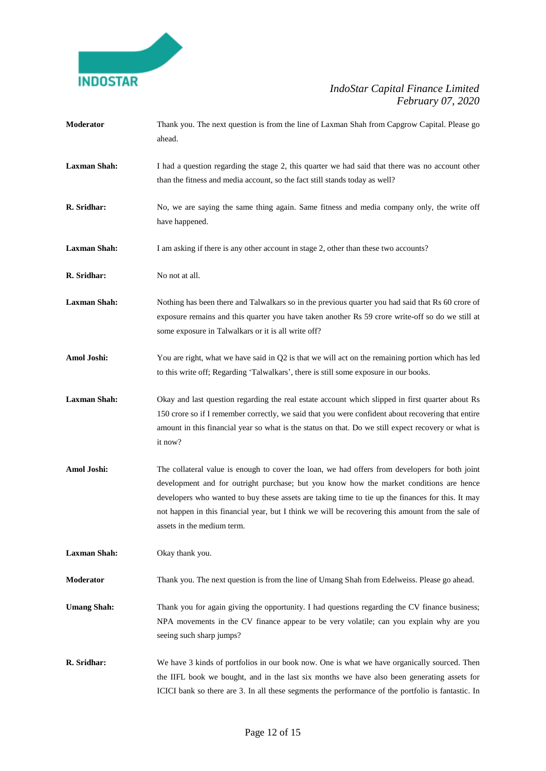**Moderator** Thank you. The next question is from the line of Laxman Shah from Capgrow Capital. Please go ahead.

**Laxman Shah:** I had a question regarding the stage 2, this quarter we had said that there was no account other than the fitness and media account, so the fact still stands today as well?

**R. Sridhar:** No, we are saying the same thing again. Same fitness and media company only, the write off have happened.

**Laxman Shah:** I am asking if there is any other account in stage 2, other than these two accounts?

**R. Sridhar:** No not at all.

**Laxman Shah:** Nothing has been there and Talwalkars so in the previous quarter you had said that Rs 60 crore of exposure remains and this quarter you have taken another Rs 59 crore write-off so do we still at some exposure in Talwalkars or it is all write off?

**Amol Joshi:** You are right, what we have said in Q2 is that we will act on the remaining portion which has led to this write off; Regarding 'Talwalkars', there is still some exposure in our books.

**Laxman Shah:** Okay and last question regarding the real estate account which slipped in first quarter about Rs 150 crore so if I remember correctly, we said that you were confident about recovering that entire amount in this financial year so what is the status on that. Do we still expect recovery or what is it now?

**Amol Joshi:** The collateral value is enough to cover the loan, we had offers from developers for both joint development and for outright purchase; but you know how the market conditions are hence developers who wanted to buy these assets are taking time to tie up the finances for this. It may not happen in this financial year, but I think we will be recovering this amount from the sale of assets in the medium term.

**Laxman Shah:** Okay thank you.

**Moderator** Thank you. The next question is from the line of Umang Shah from Edelweiss. Please go ahead.

**Umang Shah:** Thank you for again giving the opportunity. I had questions regarding the CV finance business; NPA movements in the CV finance appear to be very volatile; can you explain why are you seeing such sharp jumps?

**R. Sridhar:** We have 3 kinds of portfolios in our book now. One is what we have organically sourced. Then the IIFL book we bought, and in the last six months we have also been generating assets for ICICI bank so there are 3. In all these segments the performance of the portfolio is fantastic. In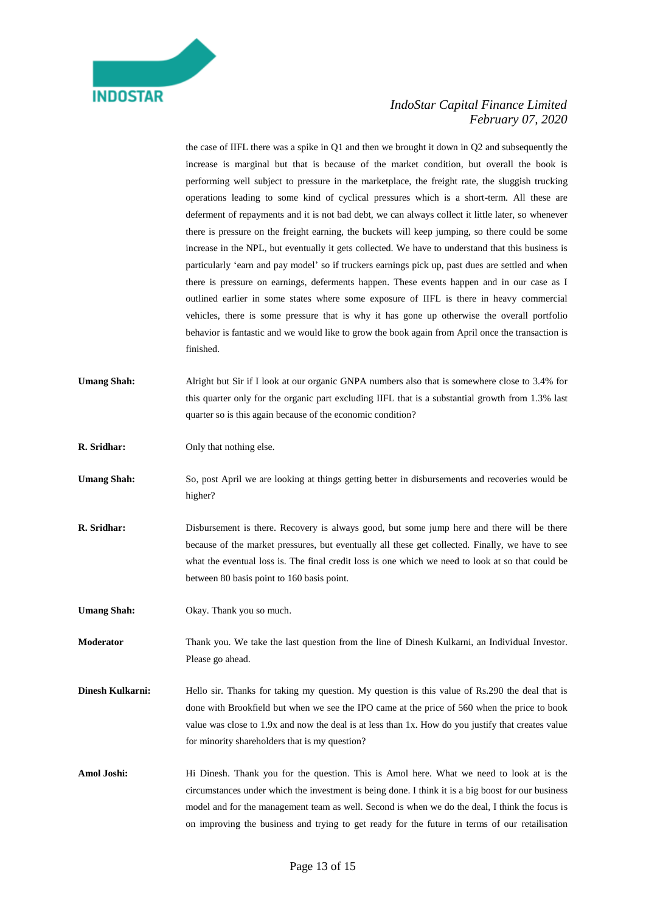the case of IIFL there was a spike in Q1 and then we brought it down in Q2 and subsequently the increase is marginal but that is because of the market condition, but overall the book is performing well subject to pressure in the marketplace, the freight rate, the sluggish trucking operations leading to some kind of cyclical pressures which is a short-term. All these are deferment of repayments and it is not bad debt, we can always collect it little later, so whenever there is pressure on the freight earning, the buckets will keep jumping, so there could be some increase in the NPL, but eventually it gets collected. We have to understand that this business is particularly 'earn and pay model' so if truckers earnings pick up, past dues are settled and when there is pressure on earnings, deferments happen. These events happen and in our case as I outlined earlier in some states where some exposure of IIFL is there in heavy commercial vehicles, there is some pressure that is why it has gone up otherwise the overall portfolio behavior is fantastic and we would like to grow the book again from April once the transaction is finished.

**Umang Shah:** Alright but Sir if I look at our organic GNPA numbers also that is somewhere close to 3.4% for this quarter only for the organic part excluding IIFL that is a substantial growth from 1.3% last quarter so is this again because of the economic condition?

**R. Sridhar:** Only that nothing else.

**Umang Shah:** So, post April we are looking at things getting better in disbursements and recoveries would be higher?

**R. Sridhar:** Disbursement is there. Recovery is always good, but some jump here and there will be there because of the market pressures, but eventually all these get collected. Finally, we have to see what the eventual loss is. The final credit loss is one which we need to look at so that could be between 80 basis point to 160 basis point.

**Umang Shah:** Okay. Thank you so much.

**Moderator** Thank you. We take the last question from the line of Dinesh Kulkarni, an Individual Investor. Please go ahead.

**Dinesh Kulkarni:** Hello sir. Thanks for taking my question. My question is this value of Rs.290 the deal that is done with Brookfield but when we see the IPO came at the price of 560 when the price to book value was close to 1.9x and now the deal is at less than 1x. How do you justify that creates value for minority shareholders that is my question?

**Amol Joshi:** Hi Dinesh. Thank you for the question. This is Amol here. What we need to look at is the circumstances under which the investment is being done. I think it is a big boost for our business model and for the management team as well. Second is when we do the deal, I think the focus is on improving the business and trying to get ready for the future in terms of our retailisation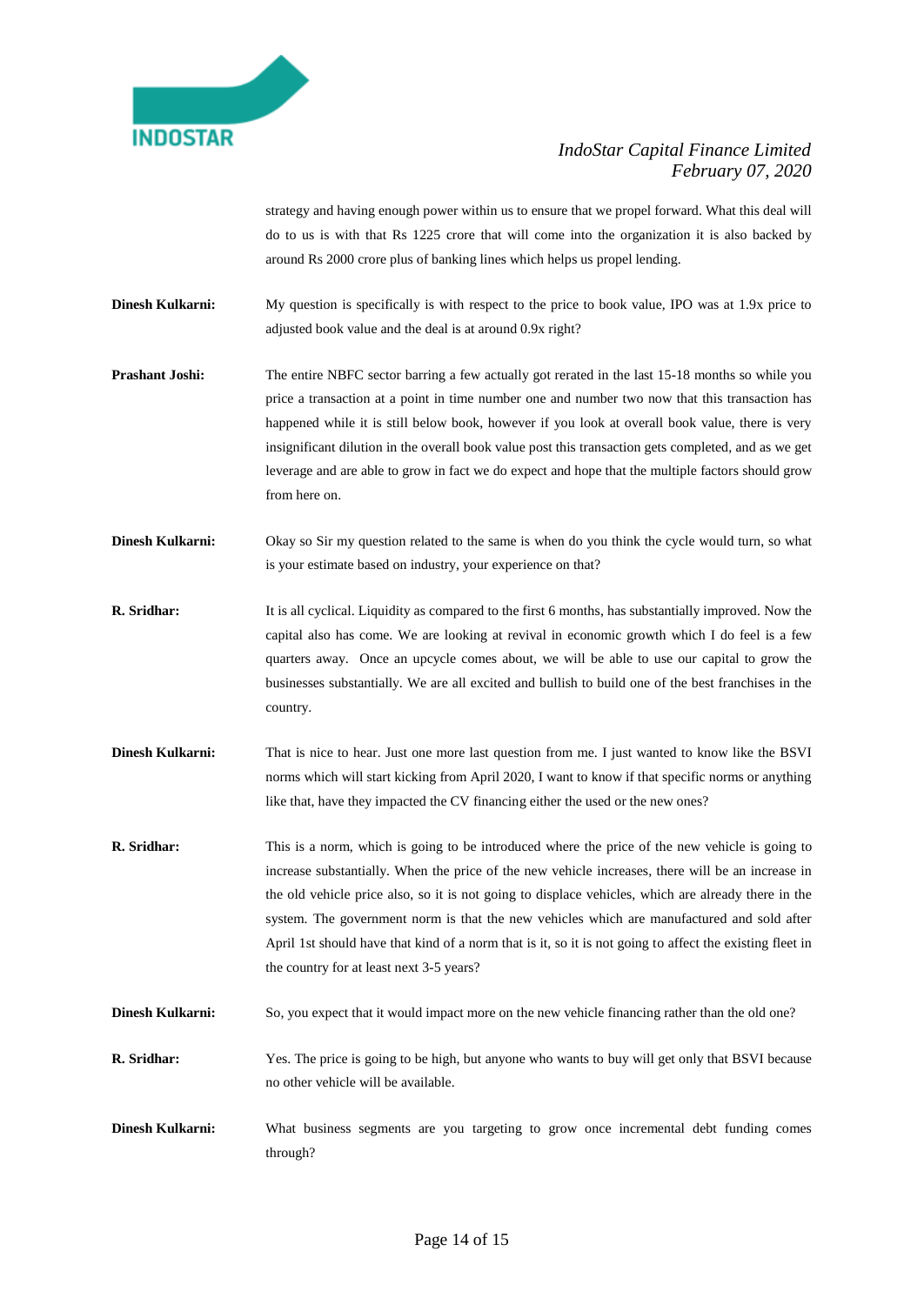strategy and having enough power within us to ensure that we propel forward. What this deal will do to us is with that Rs 1225 crore that will come into the organization it is also backed by around Rs 2000 crore plus of banking lines which helps us propel lending.

**Dinesh Kulkarni:** My question is specifically is with respect to the price to book value, IPO was at 1.9x price to adjusted book value and the deal is at around 0.9x right?

**Prashant Joshi:** The entire NBFC sector barring a few actually got rerated in the last 15-18 months so while you price a transaction at a point in time number one and number two now that this transaction has happened while it is still below book, however if you look at overall book value, there is very insignificant dilution in the overall book value post this transaction gets completed, and as we get leverage and are able to grow in fact we do expect and hope that the multiple factors should grow from here on.

**Dinesh Kulkarni:** Okay so Sir my question related to the same is when do you think the cycle would turn, so what is your estimate based on industry, your experience on that?

**R. Sridhar:** It is all cyclical. Liquidity as compared to the first 6 months, has substantially improved. Now the capital also has come. We are looking at revival in economic growth which I do feel is a few quarters away. Once an upcycle comes about, we will be able to use our capital to grow the businesses substantially. We are all excited and bullish to build one of the best franchises in the country.

**Dinesh Kulkarni:** That is nice to hear. Just one more last question from me. I just wanted to know like the BSVI norms which will start kicking from April 2020, I want to know if that specific norms or anything like that, have they impacted the CV financing either the used or the new ones?

**R. Sridhar:** This is a norm, which is going to be introduced where the price of the new vehicle is going to increase substantially. When the price of the new vehicle increases, there will be an increase in the old vehicle price also, so it is not going to displace vehicles, which are already there in the system. The government norm is that the new vehicles which are manufactured and sold after April 1st should have that kind of a norm that is it, so it is not going to affect the existing fleet in the country for at least next 3-5 years?

**Dinesh Kulkarni:** So, you expect that it would impact more on the new vehicle financing rather than the old one?

**R. Sridhar:** Yes. The price is going to be high, but anyone who wants to buy will get only that BSVI because no other vehicle will be available.

**Dinesh Kulkarni:** What business segments are you targeting to grow once incremental debt funding comes through?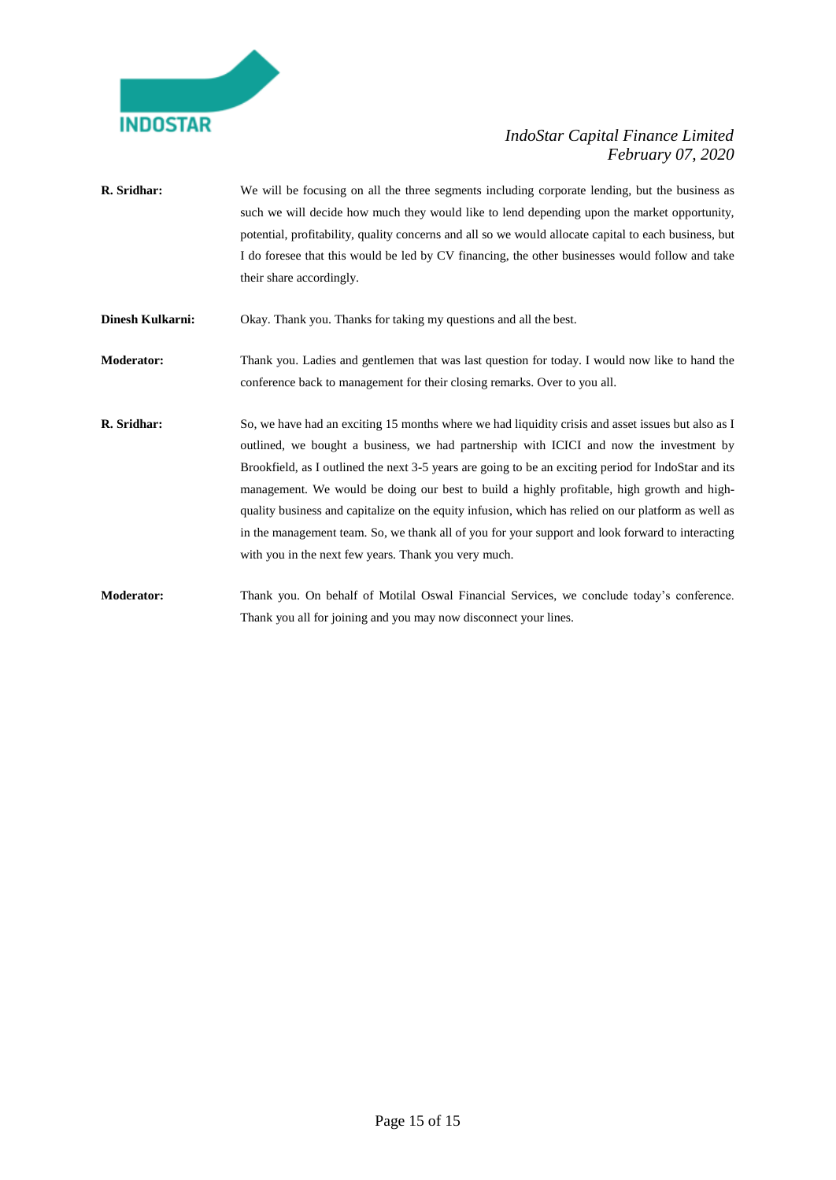**R. Sridhar:** We will be focusing on all the three segments including corporate lending, but the business as such we will decide how much they would like to lend depending upon the market opportunity, potential, profitability, quality concerns and all so we would allocate capital to each business, but I do foresee that this would be led by CV financing, the other businesses would follow and take their share accordingly.

**Dinesh Kulkarni:** Okay. Thank you. Thanks for taking my questions and all the best.

**Moderator:** Thank you. Ladies and gentlemen that was last question for today. I would now like to hand the conference back to management for their closing remarks. Over to you all.

**R. Sridhar:** So, we have had an exciting 15 months where we had liquidity crisis and asset issues but also as I outlined, we bought a business, we had partnership with ICICI and now the investment by Brookfield, as I outlined the next 3-5 years are going to be an exciting period for IndoStar and its management. We would be doing our best to build a highly profitable, high growth and high-quality business and capitalize on the equity infusion, which has relied on our platform as well as in the management team. So, we thank all of you for your support and look forward to interacting with you in the next few years. Thank you very much.

**Moderator:** Thank you. On behalf of Motilal Oswal Financial Services, we conclude today's conference. Thank you all for joining and you may now disconnect your lines.